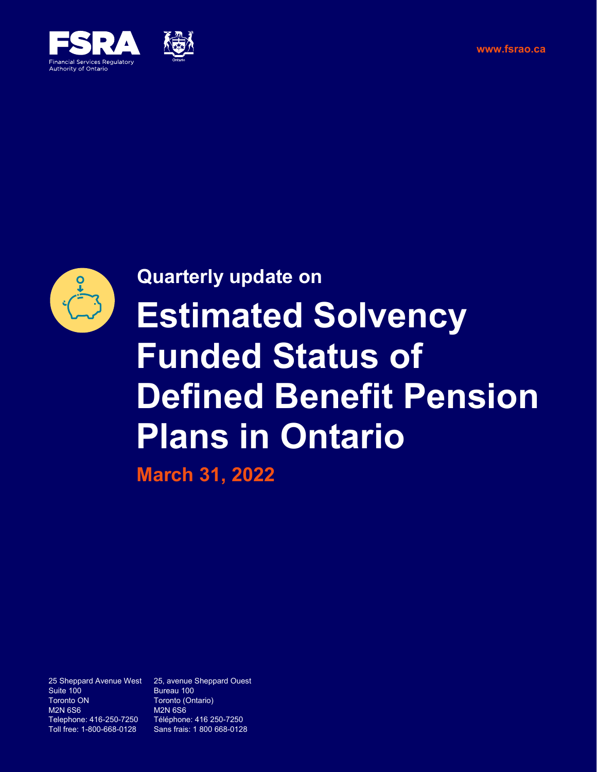FSRA

Financial Services Regulatory Authority of Ontario

www.fsrao.ca

Quarterly update on

# Estimated Solvency Funded Status of Defined Benefit Pension Plans in Ontario

**March 31, 2022**

25 Sheppard Avenue West
Suite 100
Toronto ON
M2N 6S6
Telephone: 416-250-7250
Toll free: 1-800-668-0128

25, avenue Sheppard Ouest
Bureau 100
Toronto (Ontario)
M2N 6S6
Téléphone: 416 250-7250
Sans frais: 1 800 668-0128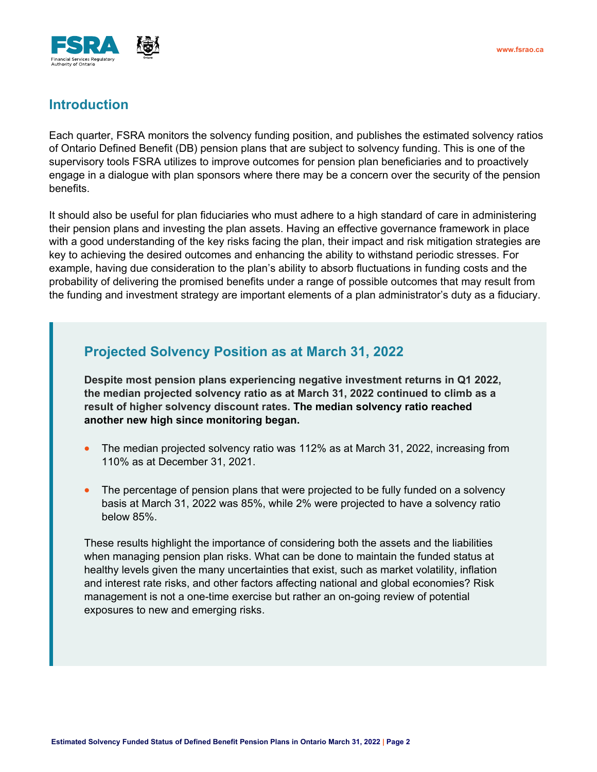## Introduction

Each quarter, FSRA monitors the solvency funding position, and publishes the estimated solvency ratios of Ontario Defined Benefit (DB) pension plans that are subject to solvency funding. This is one of the supervisory tools FSRA utilizes to improve outcomes for pension plan beneficiaries and to proactively engage in a dialogue with plan sponsors where there may be a concern over the security of the pension benefits.

It should also be useful for plan fiduciaries who must adhere to a high standard of care in administering their pension plans and investing the plan assets. Having an effective governance framework in place with a good understanding of the key risks facing the plan, their impact and risk mitigation strategies are key to achieving the desired outcomes and enhancing the ability to withstand periodic stresses. For example, having due consideration to the plan's ability to absorb fluctuations in funding costs and the probability of delivering the promised benefits under a range of possible outcomes that may result from the funding and investment strategy are important elements of a plan administrator's duty as a fiduciary.

### Projected Solvency Position as at March 31, 2022

**Despite most pension plans experiencing negative investment returns in Q1 2022, the median projected solvency ratio as at March 31, 2022 continued to climb as a result of higher solvency discount rates. The median solvency ratio reached another new high since monitoring began.**

- The median projected solvency ratio was 112% as at March 31, 2022, increasing from 110% as at December 31, 2021.
- The percentage of pension plans that were projected to be fully funded on a solvency basis at March 31, 2022 was 85%, while 2% were projected to have a solvency ratio below 85%.

These results highlight the importance of considering both the assets and the liabilities when managing pension plan risks. What can be done to maintain the funded status at healthy levels given the many uncertainties that exist, such as market volatility, inflation and interest rate risks, and other factors affecting national and global economies? Risk management is not a one-time exercise but rather an on-going review of potential exposures to new and emerging risks.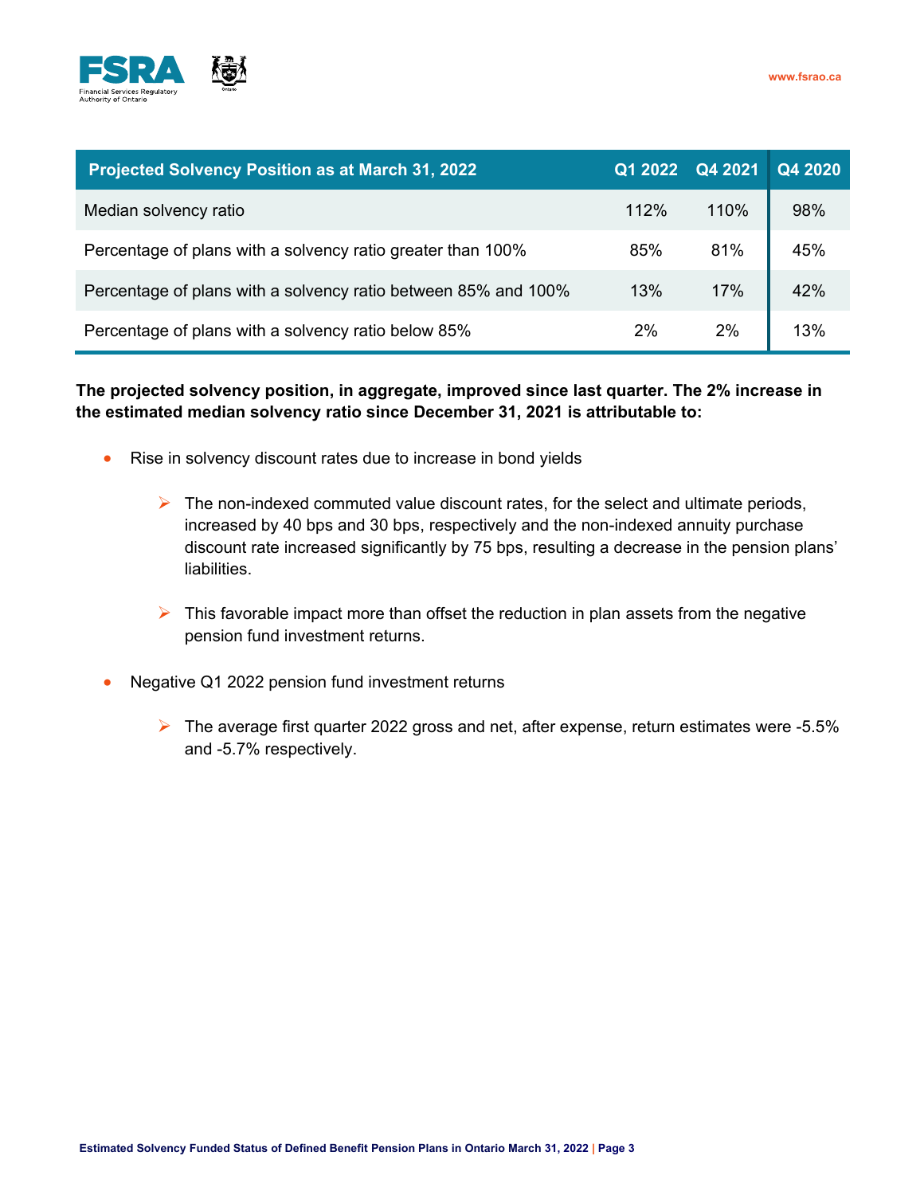| Projected Solvency Position as at March 31, 2022 | Q1 2022 | Q4 2021 | Q4 2020 |
| --- | --- | --- | --- |
| Median solvency ratio | 112% | 110% | 98% |
| Percentage of plans with a solvency ratio greater than 100% | 85% | 81% | 45% |
| Percentage of plans with a solvency ratio between 85% and 100% | 13% | 17% | 42% |
| Percentage of plans with a solvency ratio below 85% | 2% | 2% | 13% |

**The projected solvency position, in aggregate, improved since last quarter. The 2% increase in the estimated median solvency ratio since December 31, 2021 is attributable to:**

- Rise in solvency discount rates due to increase in bond yields
  - The non-indexed commuted value discount rates, for the select and ultimate periods, increased by 40 bps and 30 bps, respectively and the non-indexed annuity purchase discount rate increased significantly by 75 bps, resulting a decrease in the pension plans' liabilities.
  - This favorable impact more than offset the reduction in plan assets from the negative pension fund investment returns.
- Negative Q1 2022 pension fund investment returns
  - The average first quarter 2022 gross and net, after expense, return estimates were -5.5% and -5.7% respectively.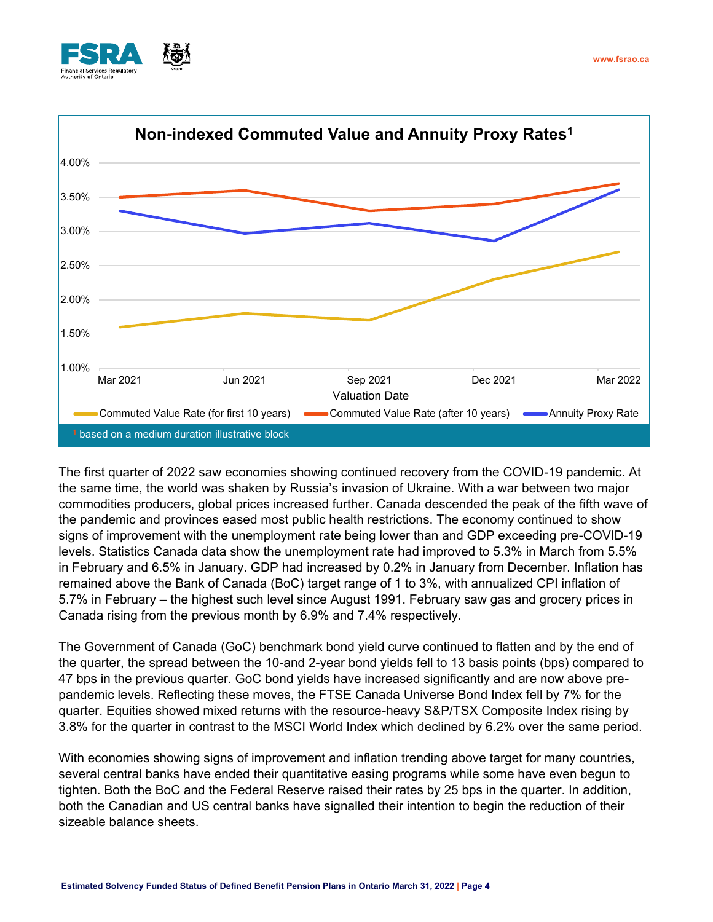**Non-indexed Commuted Value and Annuity Proxy Rates[1]**

4.00%
3.50%
3.00%
2.50%
2.00%
1.50%
1.00%

Mar 2021
Jun 2021
Sep 2021
Dec 2021
Mar 2022

Valuation Date

Commuted Value Rate (for first 10 years)
Commuted Value Rate (after 10 years)
Annuity Proxy Rate

[1] based on a medium duration illustrative block

The first quarter of 2022 saw economies showing continued recovery from the COVID-19 pandemic. At the same time, the world was shaken by Russia's invasion of Ukraine. With a war between two major commodities producers, global prices increased further. Canada descended the peak of the fifth wave of the pandemic and provinces eased most public health restrictions. The economy continued to show signs of improvement with the unemployment rate being lower than and GDP exceeding pre-COVID-19 levels. Statistics Canada data show the unemployment rate had improved to 5.3% in March from 5.5% in February and 6.5% in January. GDP had increased by 0.2% in January from December. Inflation has remained above the Bank of Canada (BoC) target range of 1 to 3%, with annualized CPI inflation of 5.7% in February – the highest such level since August 1991. February saw gas and grocery prices in Canada rising from the previous month by 6.9% and 7.4% respectively.

The Government of Canada (GoC) benchmark bond yield curve continued to flatten and by the end of the quarter, the spread between the 10-and 2-year bond yields fell to 13 basis points (bps) compared to 47 bps in the previous quarter. GoC bond yields have increased significantly and are now above pre-pandemic levels. Reflecting these moves, the FTSE Canada Universe Bond Index fell by 7% for the quarter. Equities showed mixed returns with the resource-heavy S&P/TSX Composite Index rising by 3.8% for the quarter in contrast to the MSCI World Index which declined by 6.2% over the same period.

With economies showing signs of improvement and inflation trending above target for many countries, several central banks have ended their quantitative easing programs while some have even begun to tighten. Both the BoC and the Federal Reserve raised their rates by 25 bps in the quarter. In addition, both the Canadian and US central banks have signalled their intention to begin the reduction of their sizeable balance sheets.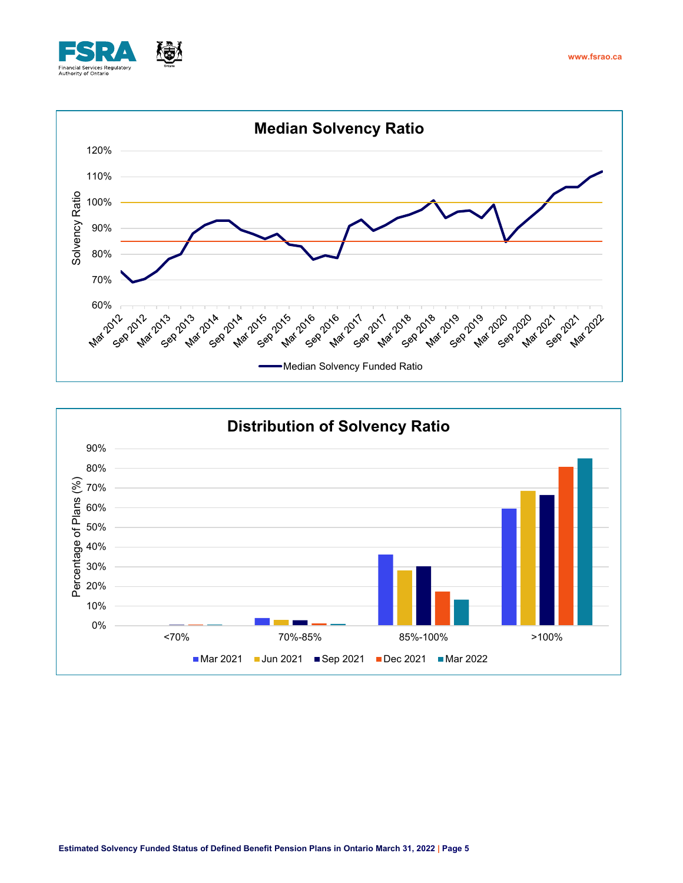Median Solvency Ratio

120%
110%
100%
90%
80%
70%
60%

Solvency Ratio

Mar 2012
Sep 2012
Mar 2013
Sep 2013
Mar 2014
Sep 2014
Mar 2015
Sep 2015
Mar 2016
Sep 2016
Mar 2017
Sep 2017
Mar 2018
Sep 2018
Mar 2019
Sep 2019
Mar 2020
Sep 2020
Mar 2021
Sep 2021
Mar 2022

Median Solvency Funded Ratio

Distribution of Solvency Ratio

90%
80%
70%
60%
50%
40%
30%
20%
10%
0%

Percentage of Plans (%)

<70%
70%-85%
85%-100%
>100%

Mar 2021
Jun 2021
Sep 2021
Dec 2021
Mar 2022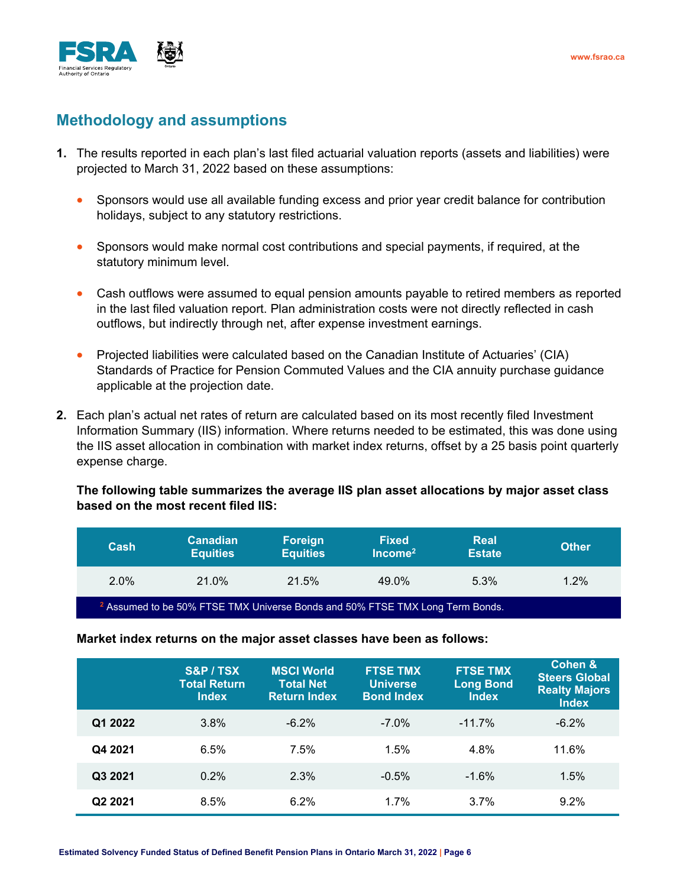## Methodology and assumptions

1. The results reported in each plan's last filed actuarial valuation reports (assets and liabilities) were projected to March 31, 2022 based on these assumptions:

   - Sponsors would use all available funding excess and prior year credit balance for contribution holidays, subject to any statutory restrictions.
   - Sponsors would make normal cost contributions and special payments, if required, at the statutory minimum level.
   - Cash outflows were assumed to equal pension amounts payable to retired members as reported in the last filed valuation report. Plan administration costs were not directly reflected in cash outflows, but indirectly through net, after expense investment earnings.
   - Projected liabilities were calculated based on the Canadian Institute of Actuaries' (CIA) Standards of Practice for Pension Commuted Values and the CIA annuity purchase guidance applicable at the projection date.

2. Each plan's actual net rates of return are calculated based on its most recently filed Investment Information Summary (IIS) information. Where returns needed to be estimated, this was done using the IIS asset allocation in combination with market index returns, offset by a 25 basis point quarterly expense charge.

   **The following table summarizes the average IIS plan asset allocations by major asset class based on the most recent filed IIS:**

| Cash | Canadian Equities | Foreign Equities | Fixed Income[2] | Real Estate | Other |
|---|---|---|---|---|---|
| 2.0% | 21.0% | 21.5% | 49.0% | 5.3% | 1.2% |

[2] Assumed to be 50% FTSE TMX Universe Bonds and 50% FTSE TMX Long Term Bonds.

   **Market index returns on the major asset classes have been as follows:**

| | S&P / TSX Total Return Index | MSCI World Total Net Return Index | FTSE TMX Universe Bond Index | FTSE TMX Long Bond Index | Cohen & Steers Global Realty Majors Index |
|---|---|---|---|---|---|
| **Q1 2022** | 3.8% | -6.2% | -7.0% | -11.7% | -6.2% |
| **Q4 2021** | 6.5% | 7.5% | 1.5% | 4.8% | 11.6% |
| **Q3 2021** | 0.2% | 2.3% | -0.5% | -1.6% | 1.5% |
| **Q2 2021** | 8.5% | 6.2% | 1.7% | 3.7% | 9.2% |